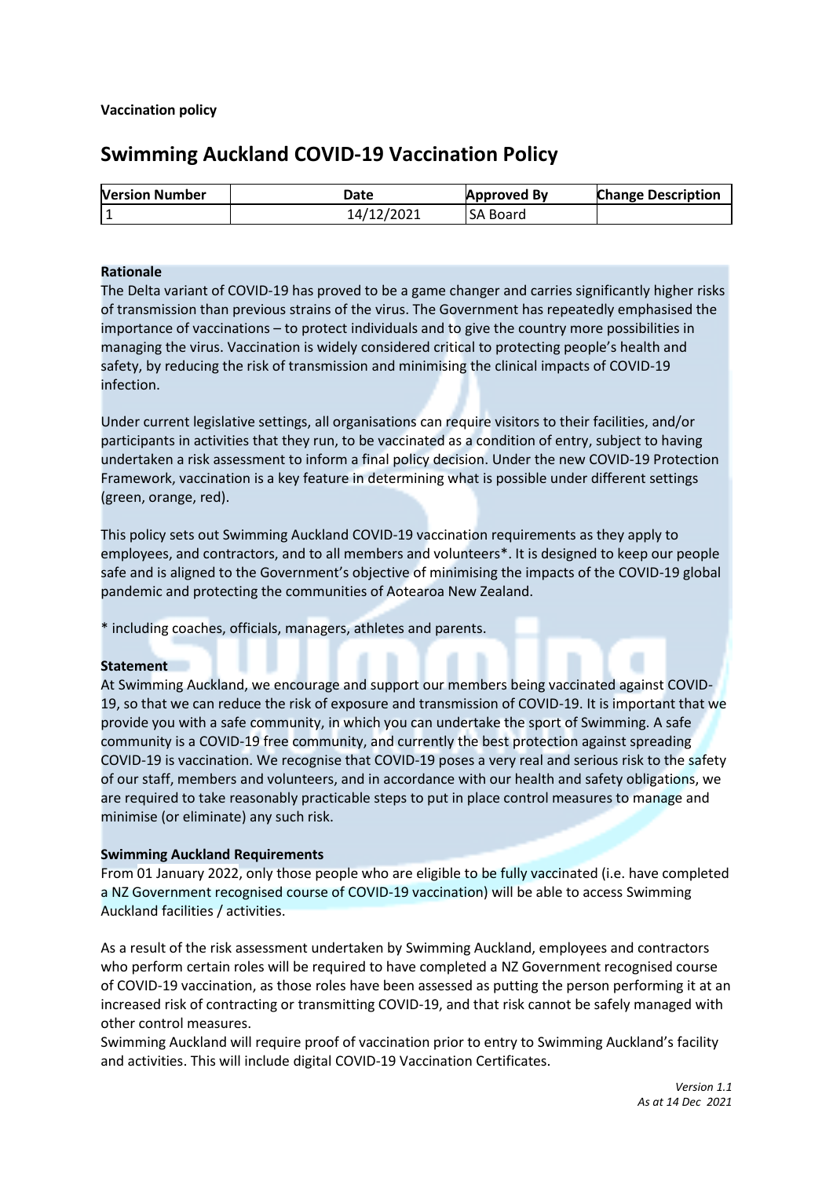**Vaccination policy**

# Swimming Auckland COVID-19 Vaccination Policy

| Version Number | Date | Approved By | Change Description |
|---|---|---|---|
| 1 | 14/12/2021 | SA Board | |

**Rationale**

The Delta variant of COVID-19 has proved to be a game changer and carries significantly higher risks of transmission than previous strains of the virus. The Government has repeatedly emphasised the importance of vaccinations – to protect individuals and to give the country more possibilities in managing the virus. Vaccination is widely considered critical to protecting people's health and safety, by reducing the risk of transmission and minimising the clinical impacts of COVID-19 infection.

Under current legislative settings, all organisations can require visitors to their facilities, and/or participants in activities that they run, to be vaccinated as a condition of entry, subject to having undertaken a risk assessment to inform a final policy decision. Under the new COVID-19 Protection Framework, vaccination is a key feature in determining what is possible under different settings (green, orange, red).

This policy sets out Swimming Auckland COVID-19 vaccination requirements as they apply to employees, and contractors, and to all members and volunteers*. It is designed to keep our people safe and is aligned to the Government's objective of minimising the impacts of the COVID-19 global pandemic and protecting the communities of Aotearoa New Zealand.

* including coaches, officials, managers, athletes and parents.

**Statement**

At Swimming Auckland, we encourage and support our members being vaccinated against COVID-19, so that we can reduce the risk of exposure and transmission of COVID-19. It is important that we provide you with a safe community, in which you can undertake the sport of Swimming. A safe community is a COVID-19 free community, and currently the best protection against spreading COVID-19 is vaccination. We recognise that COVID-19 poses a very real and serious risk to the safety of our staff, members and volunteers, and in accordance with our health and safety obligations, we are required to take reasonably practicable steps to put in place control measures to manage and minimise (or eliminate) any such risk.

**Swimming Auckland Requirements**

From 01 January 2022, only those people who are eligible to be fully vaccinated (i.e. have completed a NZ Government recognised course of COVID-19 vaccination) will be able to access Swimming Auckland facilities / activities.

As a result of the risk assessment undertaken by Swimming Auckland, employees and contractors who perform certain roles will be required to have completed a NZ Government recognised course of COVID-19 vaccination, as those roles have been assessed as putting the person performing it at an increased risk of contracting or transmitting COVID-19, and that risk cannot be safely managed with other control measures.

Swimming Auckland will require proof of vaccination prior to entry to Swimming Auckland's facility and activities. This will include digital COVID-19 Vaccination Certificates.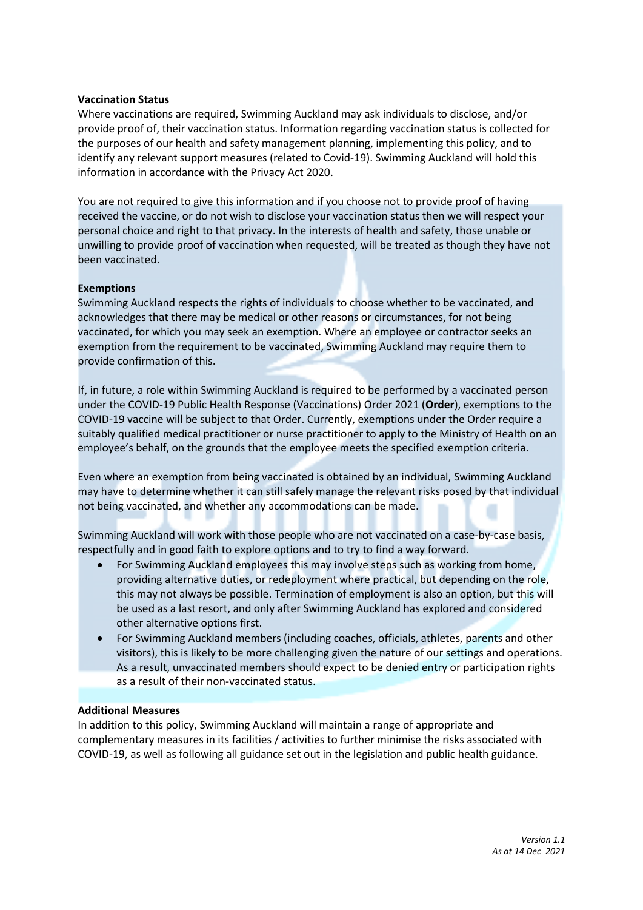**Vaccination Status**

Where vaccinations are required, Swimming Auckland may ask individuals to disclose, and/or provide proof of, their vaccination status. Information regarding vaccination status is collected for the purposes of our health and safety management planning, implementing this policy, and to identify any relevant support measures (related to Covid-19). Swimming Auckland will hold this information in accordance with the Privacy Act 2020.

You are not required to give this information and if you choose not to provide proof of having received the vaccine, or do not wish to disclose your vaccination status then we will respect your personal choice and right to that privacy. In the interests of health and safety, those unable or unwilling to provide proof of vaccination when requested, will be treated as though they have not been vaccinated.

**Exemptions**

Swimming Auckland respects the rights of individuals to choose whether to be vaccinated, and acknowledges that there may be medical or other reasons or circumstances, for not being vaccinated, for which you may seek an exemption. Where an employee or contractor seeks an exemption from the requirement to be vaccinated, Swimming Auckland may require them to provide confirmation of this.

If, in future, a role within Swimming Auckland is required to be performed by a vaccinated person under the COVID-19 Public Health Response (Vaccinations) Order 2021 (**Order**), exemptions to the COVID-19 vaccine will be subject to that Order. Currently, exemptions under the Order require a suitably qualified medical practitioner or nurse practitioner to apply to the Ministry of Health on an employee's behalf, on the grounds that the employee meets the specified exemption criteria.

Even where an exemption from being vaccinated is obtained by an individual, Swimming Auckland may have to determine whether it can still safely manage the relevant risks posed by that individual not being vaccinated, and whether any accommodations can be made.

Swimming Auckland will work with those people who are not vaccinated on a case-by-case basis, respectfully and in good faith to explore options and to try to find a way forward.

- For Swimming Auckland employees this may involve steps such as working from home, providing alternative duties, or redeployment where practical, but depending on the role, this may not always be possible. Termination of employment is also an option, but this will be used as a last resort, and only after Swimming Auckland has explored and considered other alternative options first.
- For Swimming Auckland members (including coaches, officials, athletes, parents and other visitors), this is likely to be more challenging given the nature of our settings and operations. As a result, unvaccinated members should expect to be denied entry or participation rights as a result of their non-vaccinated status.

**Additional Measures**

In addition to this policy, Swimming Auckland will maintain a range of appropriate and complementary measures in its facilities / activities to further minimise the risks associated with COVID-19, as well as following all guidance set out in the legislation and public health guidance.

*Version 1.1*
*As at 14 Dec 2021*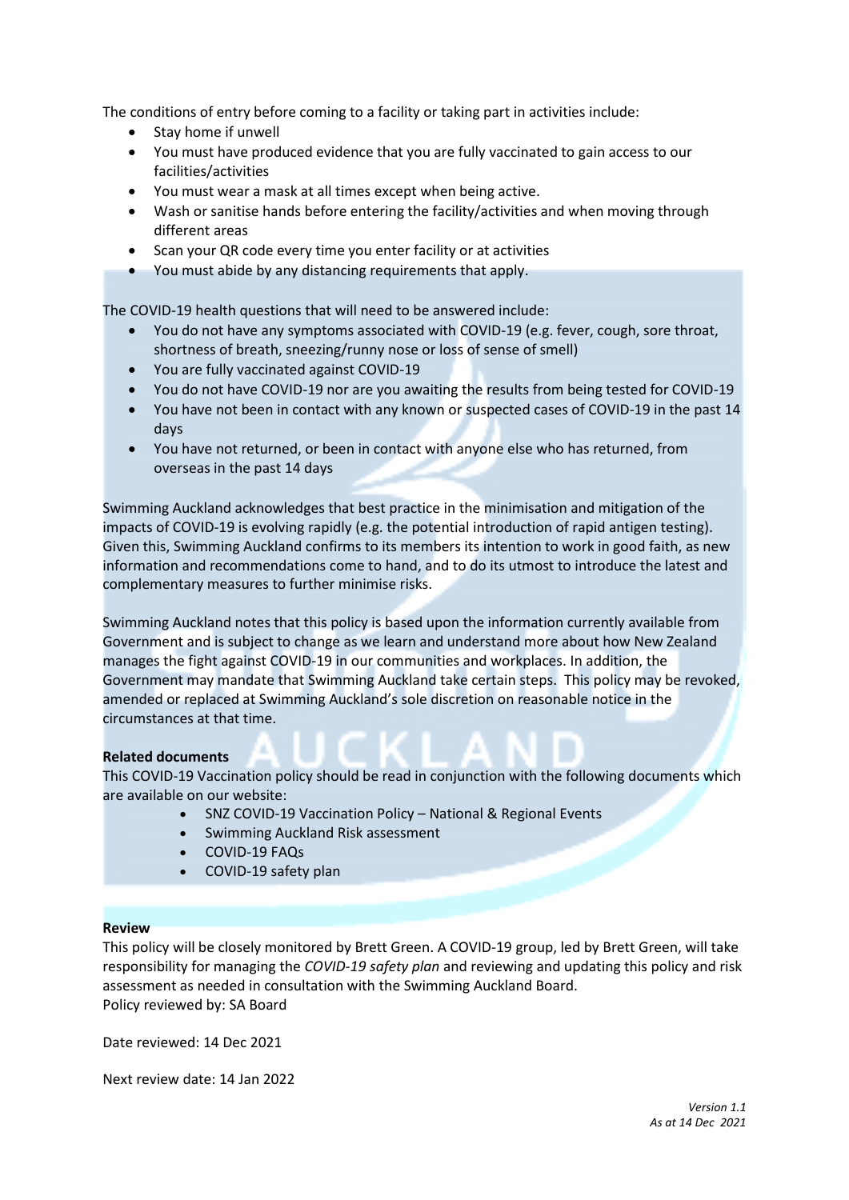The conditions of entry before coming to a facility or taking part in activities include:

- Stay home if unwell
- You must have produced evidence that you are fully vaccinated to gain access to our facilities/activities
- You must wear a mask at all times except when being active.
- Wash or sanitise hands before entering the facility/activities and when moving through different areas
- Scan your QR code every time you enter facility or at activities
- You must abide by any distancing requirements that apply.

The COVID-19 health questions that will need to be answered include:

- You do not have any symptoms associated with COVID-19 (e.g. fever, cough, sore throat, shortness of breath, sneezing/runny nose or loss of sense of smell)
- You are fully vaccinated against COVID-19
- You do not have COVID-19 nor are you awaiting the results from being tested for COVID-19
- You have not been in contact with any known or suspected cases of COVID-19 in the past 14 days
- You have not returned, or been in contact with anyone else who has returned, from overseas in the past 14 days

Swimming Auckland acknowledges that best practice in the minimisation and mitigation of the impacts of COVID-19 is evolving rapidly (e.g. the potential introduction of rapid antigen testing). Given this, Swimming Auckland confirms to its members its intention to work in good faith, as new information and recommendations come to hand, and to do its utmost to introduce the latest and complementary measures to further minimise risks.

Swimming Auckland notes that this policy is based upon the information currently available from Government and is subject to change as we learn and understand more about how New Zealand manages the fight against COVID-19 in our communities and workplaces. In addition, the Government may mandate that Swimming Auckland take certain steps. This policy may be revoked, amended or replaced at Swimming Auckland's sole discretion on reasonable notice in the circumstances at that time.

**Related documents**

This COVID-19 Vaccination policy should be read in conjunction with the following documents which are available on our website:

- SNZ COVID-19 Vaccination Policy – National & Regional Events
- Swimming Auckland Risk assessment
- COVID-19 FAQs
- COVID-19 safety plan

**Review**

This policy will be closely monitored by Brett Green. A COVID-19 group, led by Brett Green, will take responsibility for managing the *COVID-19 safety plan* and reviewing and updating this policy and risk assessment as needed in consultation with the Swimming Auckland Board.
Policy reviewed by: SA Board

Date reviewed: 14 Dec 2021

Next review date: 14 Jan 2022

*Version 1.1*
*As at 14 Dec 2021*